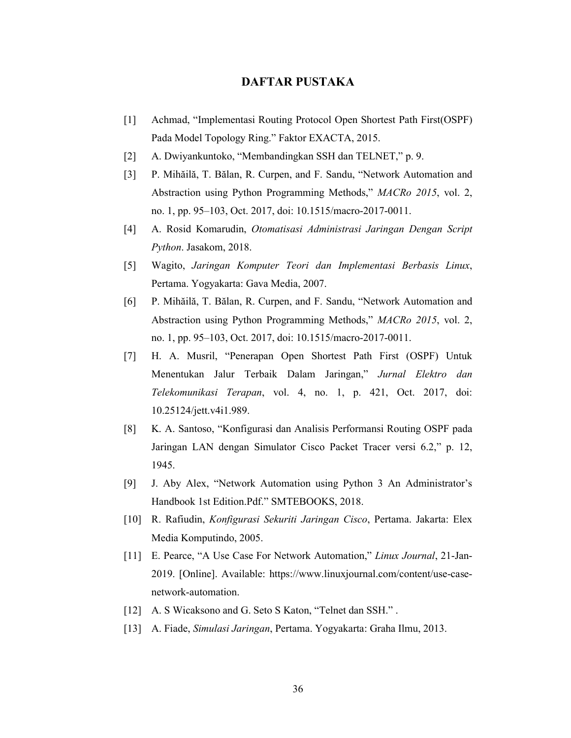# DAFTAR PUSTAKA

[1] Achmad, "Implementasi Routing Protocol Open Shortest Path First(OSPF) Pada Model Topology Ring." Faktor EXACTA, 2015.

[2] A. Dwiyankuntoko, "Membandingkan SSH dan TELNET," p. 9.

[3] P. Mihăilă, T. Bălan, R. Curpen, and F. Sandu, "Network Automation and Abstraction using Python Programming Methods," *MACRo 2015*, vol. 2, no. 1, pp. 95–103, Oct. 2017, doi: 10.1515/macro-2017-0011.

[4] A. Rosid Komarudin, *Otomatisasi Administrasi Jaringan Dengan Script Python*. Jasakom, 2018.

[5] Wagito, *Jaringan Komputer Teori dan Implementasi Berbasis Linux*, Pertama. Yogyakarta: Gava Media, 2007.

[6] P. Mihăilă, T. Bălan, R. Curpen, and F. Sandu, "Network Automation and Abstraction using Python Programming Methods," *MACRo 2015*, vol. 2, no. 1, pp. 95–103, Oct. 2017, doi: 10.1515/macro-2017-0011.

[7] H. A. Musril, "Penerapan Open Shortest Path First (OSPF) Untuk Menentukan Jalur Terbaik Dalam Jaringan," *Jurnal Elektro dan Telekomunikasi Terapan*, vol. 4, no. 1, p. 421, Oct. 2017, doi: 10.25124/jett.v4i1.989.

[8] K. A. Santoso, "Konfigurasi dan Analisis Performansi Routing OSPF pada Jaringan LAN dengan Simulator Cisco Packet Tracer versi 6.2," p. 12, 1945.

[9] J. Aby Alex, "Network Automation using Python 3 An Administrator's Handbook 1st Edition.Pdf." SMTEBOOKS, 2018.

[10] R. Rafiudin, *Konfigurasi Sekuriti Jaringan Cisco*, Pertama. Jakarta: Elex Media Komputindo, 2005.

[11] E. Pearce, "A Use Case For Network Automation," *Linux Journal*, 21-Jan-2019. [Online]. Available: https://www.linuxjournal.com/content/use-case-network-automation.

[12] A. S Wicaksono and G. Seto S Katon, "Telnet dan SSH." .

[13] A. Fiade, *Simulasi Jaringan*, Pertama. Yogyakarta: Graha Ilmu, 2013.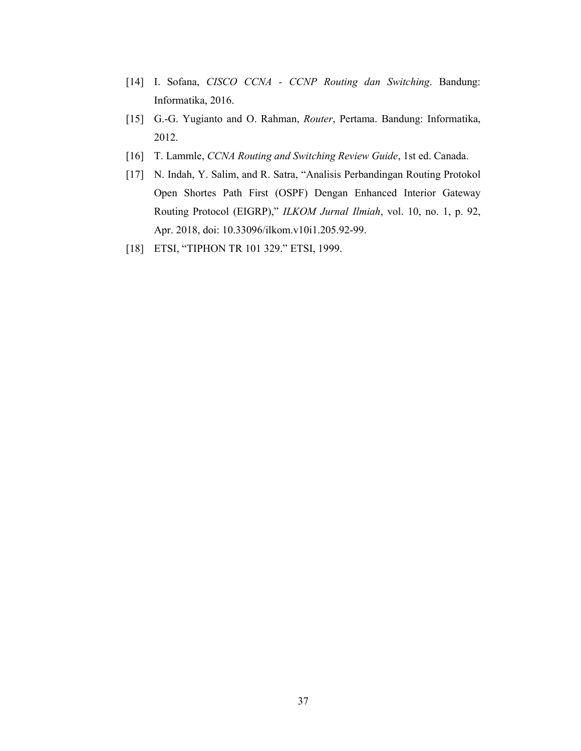[14] I. Sofana, *CISCO CCNA - CCNP Routing dan Switching*. Bandung: Informatika, 2016.

[15] G.-G. Yugianto and O. Rahman, *Router*, Pertama. Bandung: Informatika, 2012.

[16] T. Lammle, *CCNA Routing and Switching Review Guide*, 1st ed. Canada.

[17] N. Indah, Y. Salim, and R. Satra, "Analisis Perbandingan Routing Protokol Open Shortes Path First (OSPF) Dengan Enhanced Interior Gateway Routing Protocol (EIGRP)," *ILKOM Jurnal Ilmiah*, vol. 10, no. 1, p. 92, Apr. 2018, doi: 10.33096/ilkom.v10i1.205.92-99.

[18] ETSI, "TIPHON TR 101 329." ETSI, 1999.